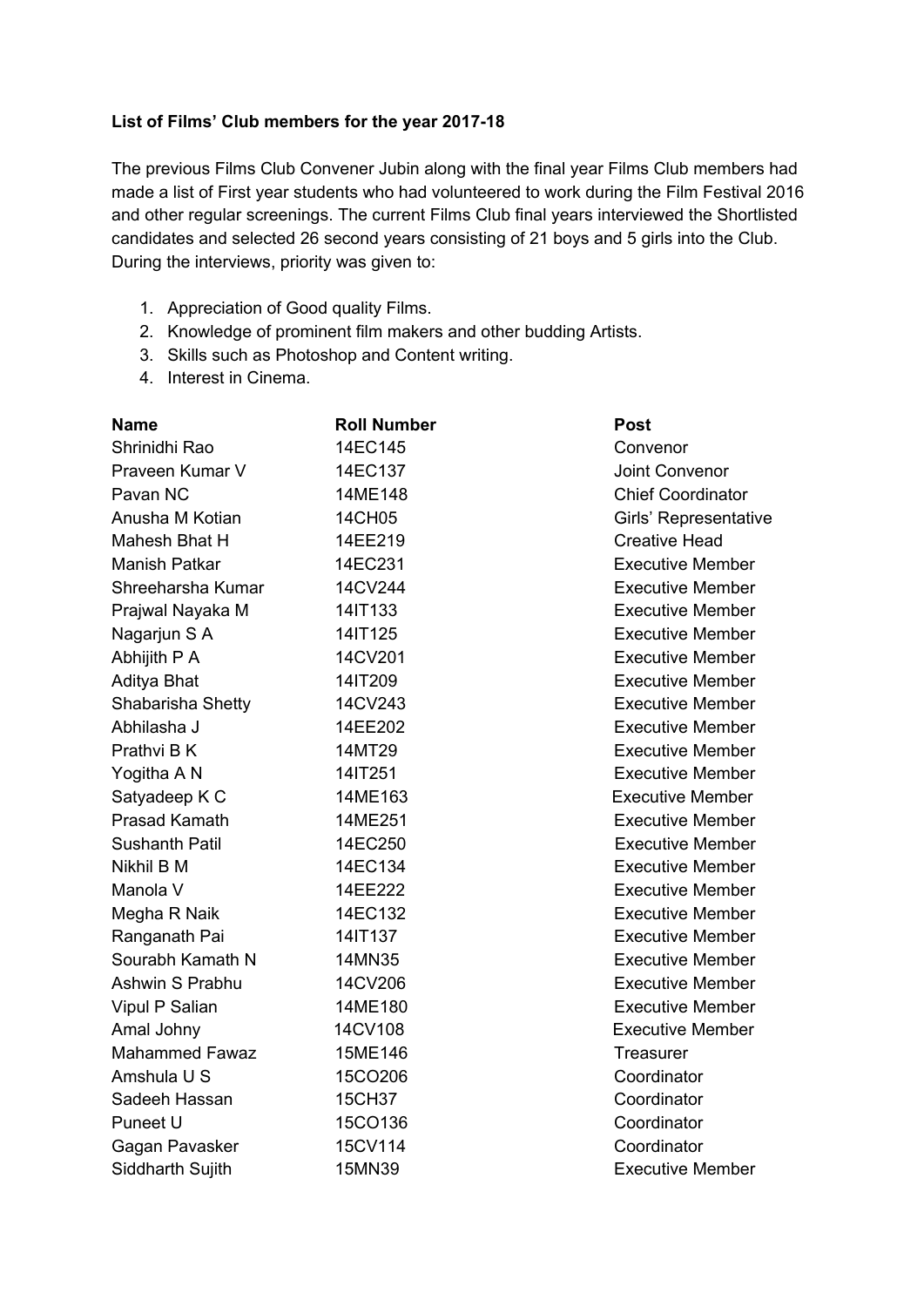**List of Films' Club members for the year 2017-18**

The previous Films Club Convener Jubin along with the final year Films Club members had made a list of First year students who had volunteered to work during the Film Festival 2016 and other regular screenings. The current Films Club final years interviewed the Shortlisted candidates and selected 26 second years consisting of 21 boys and 5 girls into the Club. During the interviews, priority was given to:

1. Appreciation of Good quality Films.
2. Knowledge of prominent film makers and other budding Artists.
3. Skills such as Photoshop and Content writing.
4. Interest in Cinema.

| Name | Roll Number | Post |
|---|---|---|
| Shrinidhi Rao | 14EC145 | Convenor |
| Praveen Kumar V | 14EC137 | Joint Convenor |
| Pavan NC | 14ME148 | Chief Coordinator |
| Anusha M Kotian | 14CH05 | Girls' Representative |
| Mahesh Bhat H | 14EE219 | Creative Head |
| Manish Patkar | 14EC231 | Executive Member |
| Shreeharsha Kumar | 14CV244 | Executive Member |
| Prajwal Nayaka M | 14IT133 | Executive Member |
| Nagarjun S A | 14IT125 | Executive Member |
| Abhijith P A | 14CV201 | Executive Member |
| Aditya Bhat | 14IT209 | Executive Member |
| Shabarisha Shetty | 14CV243 | Executive Member |
| Abhilasha J | 14EE202 | Executive Member |
| Prathvi B K | 14MT29 | Executive Member |
| Yogitha A N | 14IT251 | Executive Member |
| Satyadeep K C | 14ME163 | Executive Member |
| Prasad Kamath | 14ME251 | Executive Member |
| Sushanth Patil | 14EC250 | Executive Member |
| Nikhil B M | 14EC134 | Executive Member |
| Manola V | 14EE222 | Executive Member |
| Megha R Naik | 14EC132 | Executive Member |
| Ranganath Pai | 14IT137 | Executive Member |
| Sourabh Kamath N | 14MN35 | Executive Member |
| Ashwin S Prabhu | 14CV206 | Executive Member |
| Vipul P Salian | 14ME180 | Executive Member |
| Amal Johny | 14CV108 | Executive Member |
| Mahammed Fawaz | 15ME146 | Treasurer |
| Amshula U S | 15CO206 | Coordinator |
| Sadeeh Hassan | 15CH37 | Coordinator |
| Puneet U | 15CO136 | Coordinator |
| Gagan Pavasker | 15CV114 | Coordinator |
| Siddharth Sujith | 15MN39 | Executive Member |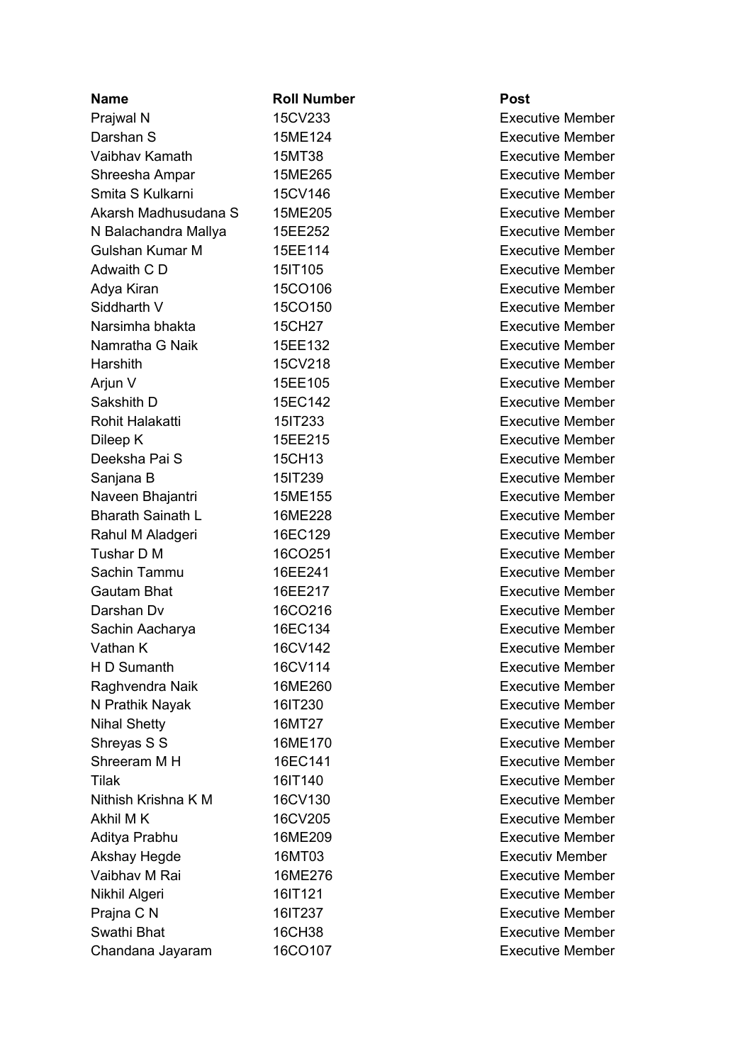| Name | Roll Number | Post |
|---|---|---|
| Prajwal N | 15CV233 | Executive Member |
| Darshan S | 15ME124 | Executive Member |
| Vaibhav Kamath | 15MT38 | Executive Member |
| Shreesha Ampar | 15ME265 | Executive Member |
| Smita S Kulkarni | 15CV146 | Executive Member |
| Akarsh Madhusudana S | 15ME205 | Executive Member |
| N Balachandra Mallya | 15EE252 | Executive Member |
| Gulshan Kumar M | 15EE114 | Executive Member |
| Adwaith C D | 15IT105 | Executive Member |
| Adya Kiran | 15CO106 | Executive Member |
| Siddharth V | 15CO150 | Executive Member |
| Narsimha bhakta | 15CH27 | Executive Member |
| Namratha G Naik | 15EE132 | Executive Member |
| Harshith | 15CV218 | Executive Member |
| Arjun V | 15EE105 | Executive Member |
| Sakshith D | 15EC142 | Executive Member |
| Rohit Halakatti | 15IT233 | Executive Member |
| Dileep K | 15EE215 | Executive Member |
| Deeksha Pai S | 15CH13 | Executive Member |
| Sanjana B | 15IT239 | Executive Member |
| Naveen Bhajantri | 15ME155 | Executive Member |
| Bharath Sainath L | 16ME228 | Executive Member |
| Rahul M Aladgeri | 16EC129 | Executive Member |
| Tushar D M | 16CO251 | Executive Member |
| Sachin Tammu | 16EE241 | Executive Member |
| Gautam Bhat | 16EE217 | Executive Member |
| Darshan Dv | 16CO216 | Executive Member |
| Sachin Aacharya | 16EC134 | Executive Member |
| Vathan K | 16CV142 | Executive Member |
| H D Sumanth | 16CV114 | Executive Member |
| Raghvendra Naik | 16ME260 | Executive Member |
| N Prathik Nayak | 16IT230 | Executive Member |
| Nihal Shetty | 16MT27 | Executive Member |
| Shreyas S S | 16ME170 | Executive Member |
| Shreeram M H | 16EC141 | Executive Member |
| Tilak | 16IT140 | Executive Member |
| Nithish Krishna K M | 16CV130 | Executive Member |
| Akhil M K | 16CV205 | Executive Member |
| Aditya Prabhu | 16ME209 | Executive Member |
| Akshay Hegde | 16MT03 | Executiv Member |
| Vaibhav M Rai | 16ME276 | Executive Member |
| Nikhil Algeri | 16IT121 | Executive Member |
| Prajna C N | 16IT237 | Executive Member |
| Swathi Bhat | 16CH38 | Executive Member |
| Chandana Jayaram | 16CO107 | Executive Member |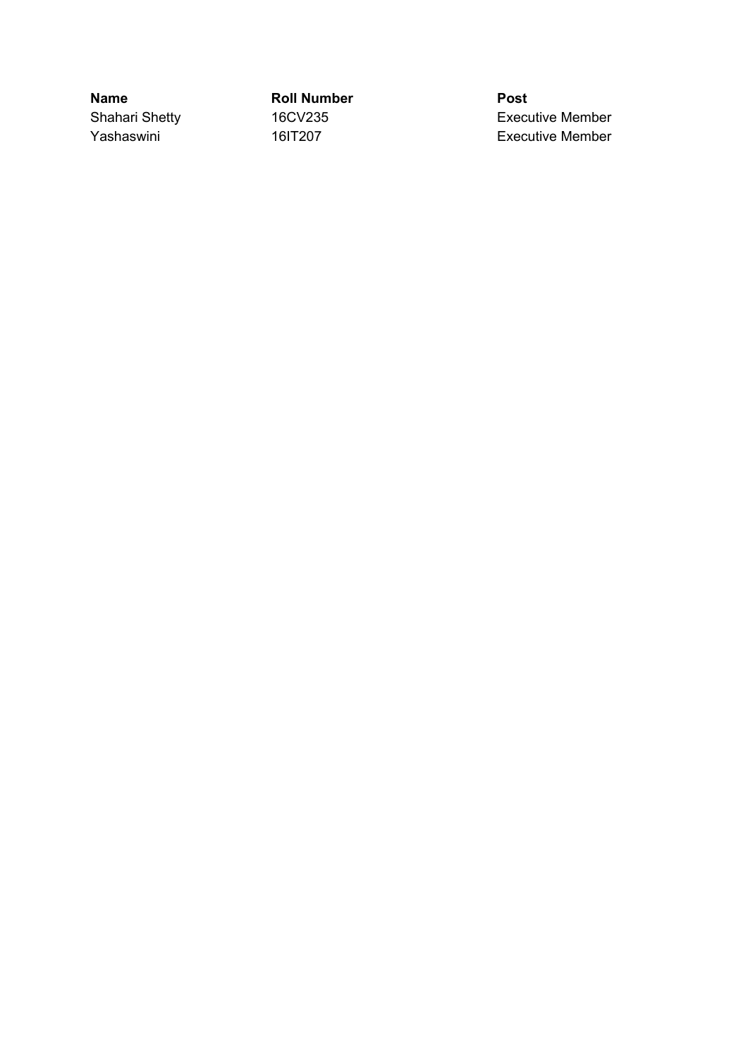| Name | Roll Number | Post |
| --- | --- | --- |
| Shahari Shetty | 16CV235 | Executive Member |
| Yashaswini | 16IT207 | Executive Member |